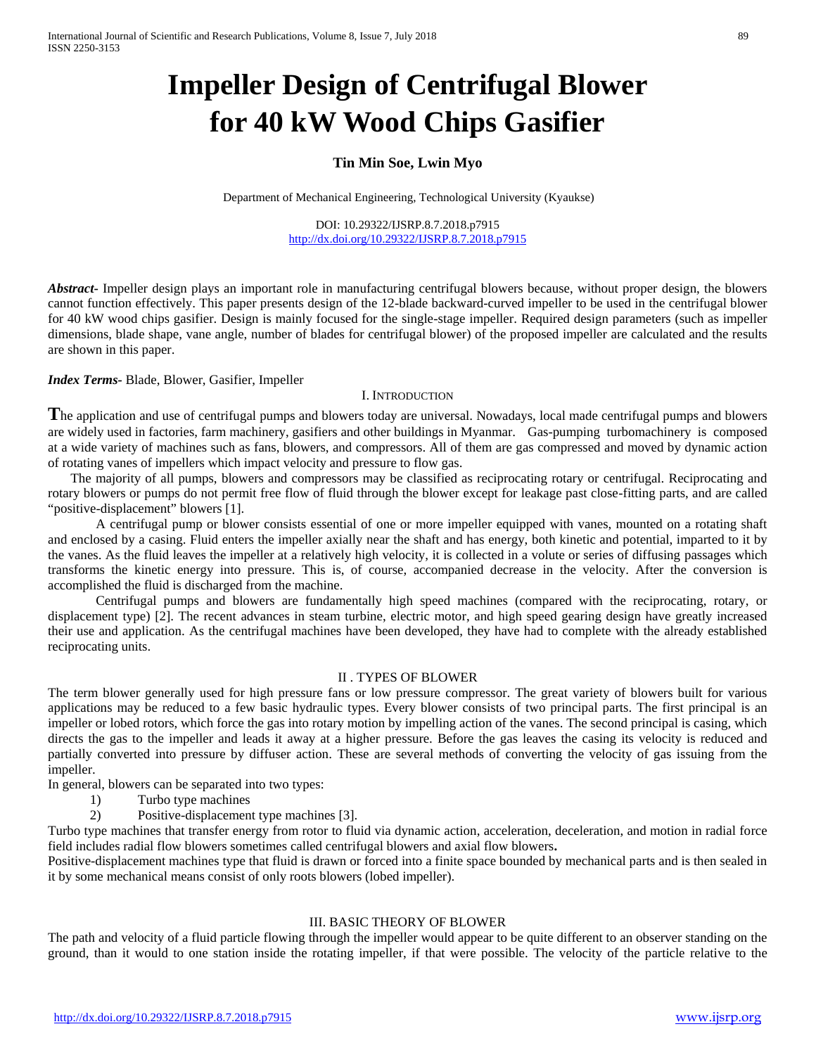# Impeller Design of Centrifugal Blower for 40 kW Wood Chips Gasifier

**Tin Min Soe, Lwin Myo**

Department of Mechanical Engineering, Technological University (Kyaukse)

DOI: 10.29322/IJSRP.8.7.2018.p7915
http://dx.doi.org/10.29322/IJSRP.8.7.2018.p7915

***Abstract*-** Impeller design plays an important role in manufacturing centrifugal blowers because, without proper design, the blowers cannot function effectively. This paper presents design of the 12-blade backward-curved impeller to be used in the centrifugal blower for 40 kW wood chips gasifier. Design is mainly focused for the single-stage impeller. Required design parameters (such as impeller dimensions, blade shape, vane angle, number of blades for centrifugal blower) of the proposed impeller are calculated and the results are shown in this paper.

***Index Terms*-** Blade, Blower, Gasifier, Impeller

## I. Introduction

The application and use of centrifugal pumps and blowers today are universal. Nowadays, local made centrifugal pumps and blowers are widely used in factories, farm machinery, gasifiers and other buildings in Myanmar. Gas-pumping turbomachinery is composed at a wide variety of machines such as fans, blowers, and compressors. All of them are gas compressed and moved by dynamic action of rotating vanes of impellers which impact velocity and pressure to flow gas.

The majority of all pumps, blowers and compressors may be classified as reciprocating rotary or centrifugal. Reciprocating and rotary blowers or pumps do not permit free flow of fluid through the blower except for leakage past close-fitting parts, and are called "positive-displacement" blowers [1].

A centrifugal pump or blower consists essential of one or more impeller equipped with vanes, mounted on a rotating shaft and enclosed by a casing. Fluid enters the impeller axially near the shaft and has energy, both kinetic and potential, imparted to it by the vanes. As the fluid leaves the impeller at a relatively high velocity, it is collected in a volute or series of diffusing passages which transforms the kinetic energy into pressure. This is, of course, accompanied decrease in the velocity. After the conversion is accomplished the fluid is discharged from the machine.

Centrifugal pumps and blowers are fundamentally high speed machines (compared with the reciprocating, rotary, or displacement type) [2]. The recent advances in steam turbine, electric motor, and high speed gearing design have greatly increased their use and application. As the centrifugal machines have been developed, they have had to complete with the already established reciprocating units.

## II . Types of Blower

The term blower generally used for high pressure fans or low pressure compressor. The great variety of blowers built for various applications may be reduced to a few basic hydraulic types. Every blower consists of two principal parts. The first principal is an impeller or lobed rotors, which force the gas into rotary motion by impelling action of the vanes. The second principal is casing, which directs the gas to the impeller and leads it away at a higher pressure. Before the gas leaves the casing its velocity is reduced and partially converted into pressure by diffuser action. These are several methods of converting the velocity of gas issuing from the impeller.

In general, blowers can be separated into two types:

1) Turbo type machines
2) Positive-displacement type machines [3].

Turbo type machines that transfer energy from rotor to fluid via dynamic action, acceleration, deceleration, and motion in radial force field includes radial flow blowers sometimes called centrifugal blowers and axial flow blowers**.**

Positive-displacement machines type that fluid is drawn or forced into a finite space bounded by mechanical parts and is then sealed in it by some mechanical means consist of only roots blowers (lobed impeller).

## III. Basic Theory of Blower

The path and velocity of a fluid particle flowing through the impeller would appear to be quite different to an observer standing on the ground, than it would to one station inside the rotating impeller, if that were possible. The velocity of the particle relative to the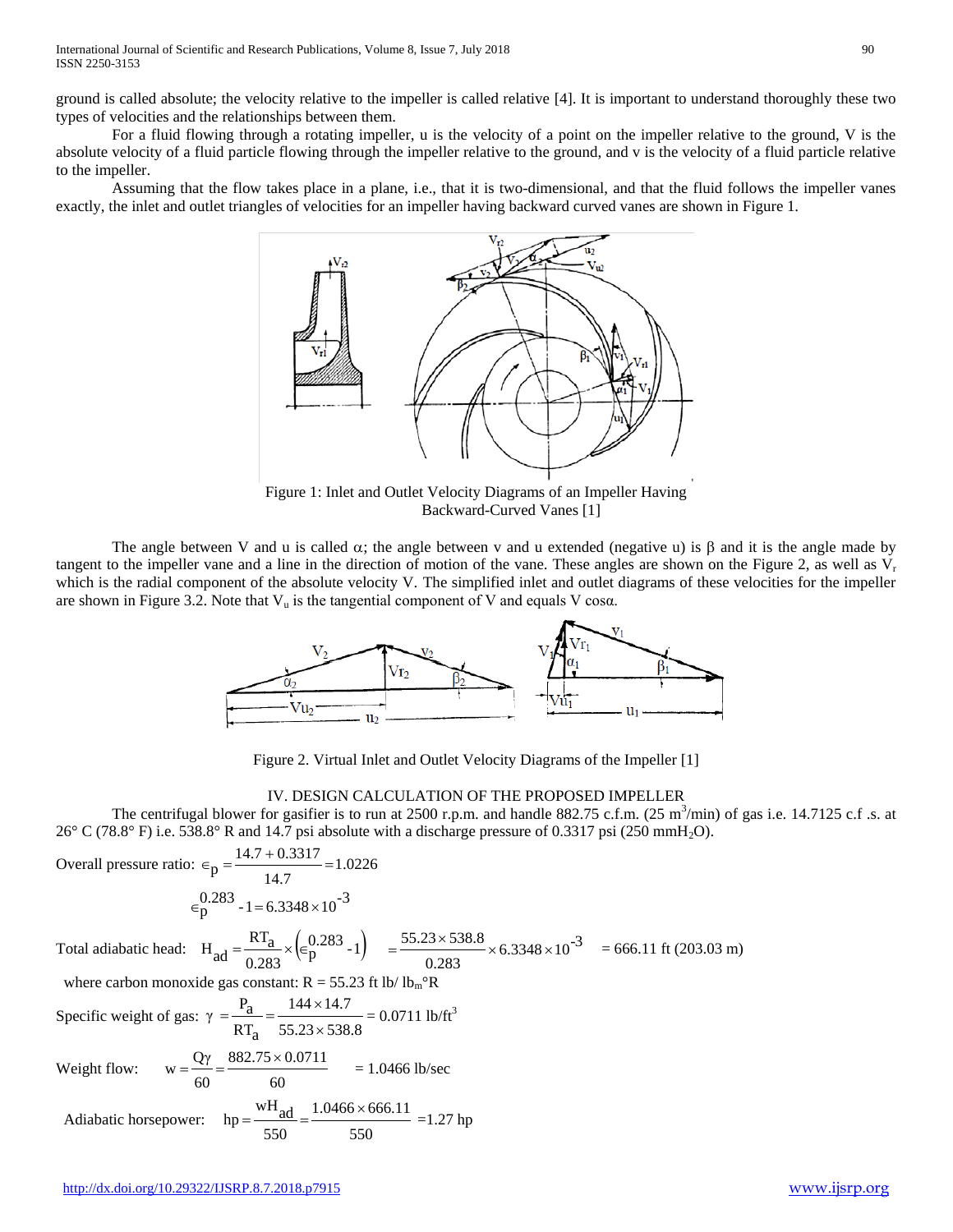ground is called absolute; the velocity relative to the impeller is called relative [4]. It is important to understand thoroughly these two types of velocities and the relationships between them.

For a fluid flowing through a rotating impeller, u is the velocity of a point on the impeller relative to the ground, V is the absolute velocity of a fluid particle flowing through the impeller relative to the ground, and v is the velocity of a fluid particle relative to the impeller.

Assuming that the flow takes place in a plane, i.e., that it is two-dimensional, and that the fluid follows the impeller vanes exactly, the inlet and outlet triangles of velocities for an impeller having backward curved vanes are shown in Figure 1.

Figure 1: Inlet and Outlet Velocity Diagrams of an Impeller Having Backward-Curved Vanes [1]

The angle between V and u is called $\alpha$; the angle between v and u extended (negative u) is $\beta$ and it is the angle made by tangent to the impeller vane and a line in the direction of motion of the vane. These angles are shown on the Figure 2, as well as $V_r$ which is the radial component of the absolute velocity V. The simplified inlet and outlet diagrams of these velocities for the impeller are shown in Figure 3.2. Note that $V_u$ is the tangential component of V and equals V cos$\alpha$.

Figure 2. Virtual Inlet and Outlet Velocity Diagrams of the Impeller [1]

## IV. DESIGN CALCULATION OF THE PROPOSED IMPELLER

The centrifugal blower for gasifier is to run at 2500 r.p.m. and handle 882.75 c.f.m. (25 $m^3$/min) of gas i.e. 14.7125 c.f .s. at 26° C (78.8° F) i.e. 538.8° R and 14.7 psi absolute with a discharge pressure of 0.3317 psi (250 $mmH_2O$).

Overall pressure ratio: $\epsilon_p = \dfrac{14.7 + 0.3317}{14.7} = 1.0226$

$$\epsilon_p^{0.283} - 1 = 6.3348 \times 10^{-3}$$

Total adiabatic head: $H_{ad} = \dfrac{RT_a}{0.283} \times \left(\epsilon_p^{0.283} - 1\right) = \dfrac{55.23 \times 538.8}{0.283} \times 6.3348 \times 10^{-3} = 666.11$ ft (203.03 m)

where carbon monoxide gas constant: R = 55.23 ft lb/ $lb_m$°R

Specific weight of gas: $\gamma = \dfrac{P_a}{RT_a} = \dfrac{144 \times 14.7}{55.23 \times 538.8} = 0.0711$ lb/ft$^3$

Weight flow: $w = \dfrac{Q\gamma}{60} = \dfrac{882.75 \times 0.0711}{60} = 1.0466$ lb/sec

Adiabatic horsepower: $hp = \dfrac{wH_{ad}}{550} = \dfrac{1.0466 \times 666.11}{550} = 1.27$ hp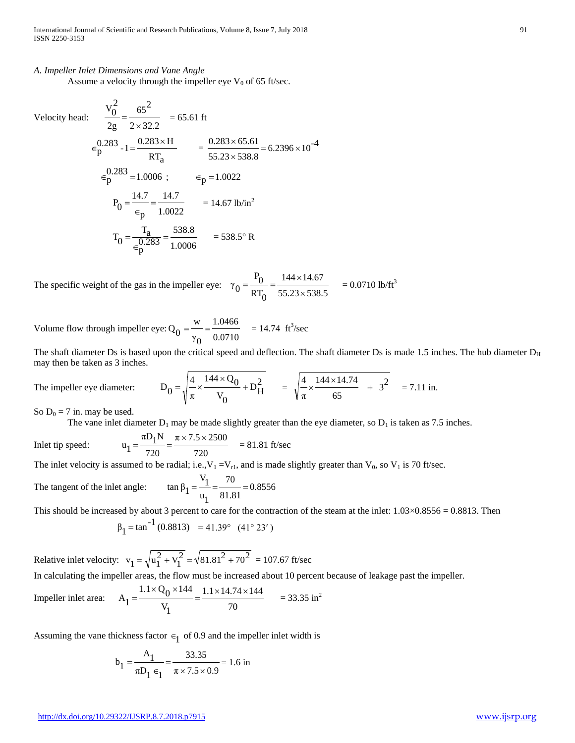*A. Impeller Inlet Dimensions and Vane Angle*

Assume a velocity through the impeller eye $V_0$ of 65 ft/sec.

Velocity head: $$\frac{V_0^2}{2g} = \frac{65^2}{2 \times 32.2} = 65.61 \text{ ft}$$

$$\epsilon_p^{0.283} - 1 = \frac{0.283 \times H}{RT_a} = \frac{0.283 \times 65.61}{55.23 \times 538.8} = 6.2396 \times 10^{-4}$$

$$\epsilon_p^{0.283} = 1.0006 \text{ ; } \quad \epsilon_p = 1.0022$$

$$P_0 = \frac{14.7}{\epsilon_p} = \frac{14.7}{1.0022} = 14.67 \text{ lb/in}^2$$

$$T_0 = \frac{T_a}{\epsilon_p^{0.283}} = \frac{538.8}{1.0006} = 538.5° \text{ R}$$

The specific weight of the gas in the impeller eye: $$\gamma_0 = \frac{P_0}{RT_0} = \frac{144 \times 14.67}{55.23 \times 538.5} = 0.0710 \text{ lb/ft}^3$$

Volume flow through impeller eye: $$Q_0 = \frac{w}{\gamma_0} = \frac{1.0466}{0.0710} = 14.74 \text{ ft}^3\text{/sec}$$

The shaft diameter Ds is based upon the critical speed and deflection. The shaft diameter Ds is made 1.5 inches. The hub diameter $D_H$ may then be taken as 3 inches.

The impeller eye diameter: $$D_0 = \sqrt{\frac{4}{\pi} \times \frac{144 \times Q_0}{V_0} + D_H^2} = \sqrt{\frac{4}{\pi} \times \frac{144 \times 14.74}{65} + 3^2} = 7.11 \text{ in.}$$

So $D_0$ = 7 in. may be used.

The vane inlet diameter $D_1$ may be made slightly greater than the eye diameter, so $D_1$ is taken as 7.5 inches.

Inlet tip speed: $$u_1 = \frac{\pi D_1 N}{720} = \frac{\pi \times 7.5 \times 2500}{720} = 81.81 \text{ ft/sec}$$

The inlet velocity is assumed to be radial; i.e., $V_1 = V_{r1}$, and is made slightly greater than $V_0$, so $V_1$ is 70 ft/sec.

The tangent of the inlet angle: $$\tan \beta_1 = \frac{V_1}{u_1} = \frac{70}{81.81} = 0.8556$$

This should be increased by about 3 percent to care for the contraction of the steam at the inlet: 1.03×0.8556 = 0.8813. Then

$$\beta_1 = \tan^{-1}(0.8813) = 41.39° \quad (41° \, 23')$$

Relative inlet velocity: $$v_1 = \sqrt{u_1^2 + V_1^2} = \sqrt{81.81^2 + 70^2} = 107.67 \text{ ft/sec}$$

In calculating the impeller areas, the flow must be increased about 10 percent because of leakage past the impeller.

Impeller inlet area: $$A_1 = \frac{1.1 \times Q_0 \times 144}{V_1} = \frac{1.1 \times 14.74 \times 144}{70} = 33.35 \text{ in}^2$$

Assuming the vane thickness factor $\epsilon_1$ of 0.9 and the impeller inlet width is

$$b_1 = \frac{A_1}{\pi D_1 \epsilon_1} = \frac{33.35}{\pi \times 7.5 \times 0.9} = 1.6 \text{ in}$$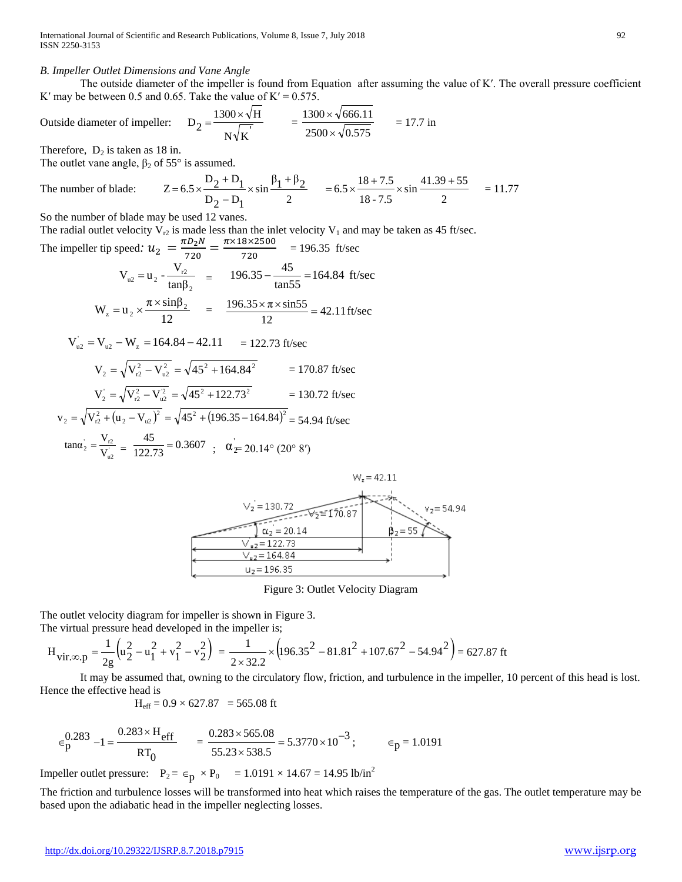*B. Impeller Outlet Dimensions and Vane Angle*

The outside diameter of the impeller is found from Equation after assuming the value of K′. The overall pressure coefficient K′ may be between 0.5 and 0.65. Take the value of K′ = 0.575.

Outside diameter of impeller: $D_2 = \dfrac{1300 \times \sqrt{H}}{N\sqrt{K'}} = \dfrac{1300 \times \sqrt{666.11}}{2500 \times \sqrt{0.575}} = 17.7$ in

Therefore, $D_2$ is taken as 18 in.

The outlet vane angle, $\beta_2$ of 55° is assumed.

The number of blade: $Z = 6.5 \times \dfrac{D_2 + D_1}{D_2 - D_1} \times \sin\dfrac{\beta_1 + \beta_2}{2} = 6.5 \times \dfrac{18 + 7.5}{18 - 7.5} \times \sin\dfrac{41.39 + 55}{2} = 11.77$

So the number of blade may be used 12 vanes.

The radial outlet velocity $V_{r2}$ is made less than the inlet velocity $V_1$ and may be taken as 45 ft/sec.

The impeller tip speed: $u_2 = \dfrac{\pi D_2 N}{720} = \dfrac{\pi \times 18 \times 2500}{720} = 196.35$ ft/sec

$$V_{u2} = u_2 - \frac{V_{r2}}{\tan\beta_2} = 196.35 - \frac{45}{\tan 55} = 164.84 \text{ ft/sec}$$

$$W_z = u_2 \times \frac{\pi \times \sin\beta_2}{12} = \frac{196.35 \times \pi \times \sin 55}{12} = 42.11 \text{ ft/sec}$$

$$V'_{u2} = V_{u2} - W_z = 164.84 - 42.11 = 122.73 \text{ ft/sec}$$

$$V_2 = \sqrt{V_{r2}^2 - V_{u2}^2} = \sqrt{45^2 + 164.84^2} = 170.87 \text{ ft/sec}$$

$$V'_2 = \sqrt{V_{r2}^2 - V'^2_{u2}} = \sqrt{45^2 + 122.73^2} = 130.72 \text{ ft/sec}$$

$$v_2 = \sqrt{V_{r2}^2 + (u_2 - V_{u2})^2} = \sqrt{45^2 + (196.35 - 164.84)^2} = 54.94 \text{ ft/sec}$$

$$\tan\alpha'_2 = \frac{V_{r2}}{V'_{u2}} = \frac{45}{122.73} = 0.3607 \;;\; \alpha'_2 = 20.14° \; (20° \, 8')$$

Figure 3: Outlet Velocity Diagram

The outlet velocity diagram for impeller is shown in Figure 3.

The virtual pressure head developed in the impeller is;

$$H_{vir.\infty.p} = \frac{1}{2g}\left(u_2^2 - u_1^2 + v_1^2 - v_2^2\right) = \frac{1}{2 \times 32.2} \times \left(196.35^2 - 81.81^2 + 107.67^2 - 54.94^2\right) = 627.87 \text{ ft}$$

It may be assumed that, owning to the circulatory flow, friction, and turbulence in the impeller, 10 percent of this head is lost. Hence the effective head is

$$H_{eff} = 0.9 \times 627.87 = 565.08 \text{ ft}$$

$$\epsilon_p^{0.283} - 1 = \frac{0.283 \times H_{eff}}{RT_0} = \frac{0.283 \times 565.08}{55.23 \times 538.5} = 5.3770 \times 10^{-3}; \qquad \epsilon_p = 1.0191$$

Impeller outlet pressure: $P_2 = \epsilon_p \times P_0 = 1.0191 \times 14.67 = 14.95$ lb/in$^2$

The friction and turbulence losses will be transformed into heat which raises the temperature of the gas. The outlet temperature may be based upon the adiabatic head in the impeller neglecting losses.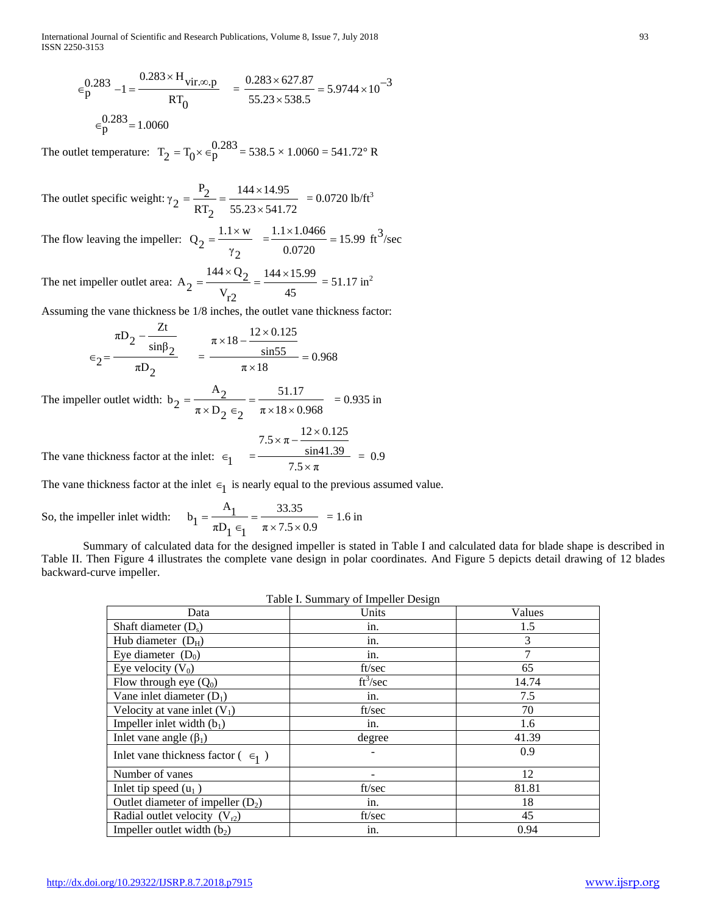$$\epsilon_p^{0.283} - 1 = \frac{0.283 \times H_{vir.\infty.p}}{RT_0} = \frac{0.283 \times 627.87}{55.23 \times 538.5} = 5.9744 \times 10^{-3}$$

$$\epsilon_p^{0.283} = 1.0060$$

The outlet temperature: $T_2 = T_0 \times \epsilon_p^{0.283} = 538.5 \times 1.0060 = 541.72°\ R$

The outlet specific weight: $\gamma_2 = \frac{P_2}{RT_2} = \frac{144 \times 14.95}{55.23 \times 541.72} = 0.0720\ \text{lb/ft}^3$

The flow leaving the impeller: $Q_2 = \frac{1.1 \times w}{\gamma_2} = \frac{1.1 \times 1.0466}{0.0720} = 15.99\ \text{ft}^3\text{/sec}$

The net impeller outlet area: $A_2 = \frac{144 \times Q_2}{V_{r2}} = \frac{144 \times 15.99}{45} = 51.17\ \text{in}^2$

Assuming the vane thickness be 1/8 inches, the outlet vane thickness factor:

$$\epsilon_2 = \frac{\pi D_2 - \frac{Zt}{\sin\beta_2}}{\pi D_2} = \frac{\pi \times 18 - \frac{12 \times 0.125}{\sin 55}}{\pi \times 18} = 0.968$$

The impeller outlet width: $b_2 = \frac{A_2}{\pi \times D_2\ \epsilon_2} = \frac{51.17}{\pi \times 18 \times 0.968} = 0.935\ \text{in}$

The vane thickness factor at the inlet: $\epsilon_1 = \frac{7.5 \times \pi - \frac{12 \times 0.125}{\sin 41.39}}{7.5 \times \pi} = 0.9$

The vane thickness factor at the inlet $\epsilon_1$ is nearly equal to the previous assumed value.

So, the impeller inlet width: $b_1 = \frac{A_1}{\pi D_1\ \epsilon_1} = \frac{33.35}{\pi \times 7.5 \times 0.9} = 1.6\ \text{in}$

Summary of calculated data for the designed impeller is stated in Table I and calculated data for blade shape is described in Table II. Then Figure 4 illustrates the complete vane design in polar coordinates. And Figure 5 depicts detail drawing of 12 blades backward-curve impeller.

Table I. Summary of Impeller Design

| Data | Units | Values |
|---|---|---|
| Shaft diameter ($D_s$) | in. | 1.5 |
| Hub diameter ($D_H$) | in. | 3 |
| Eye diameter ($D_0$) | in. | 7 |
| Eye velocity ($V_0$) | ft/sec | 65 |
| Flow through eye ($Q_0$) | $\text{ft}^3$/sec | 14.74 |
| Vane inlet diameter ($D_1$) | in. | 7.5 |
| Velocity at vane inlet ($V_1$) | ft/sec | 70 |
| Impeller inlet width ($b_1$) | in. | 1.6 |
| Inlet vane angle ($\beta_1$) | degree | 41.39 |
| Inlet vane thickness factor ( $\epsilon_1$ ) | - | 0.9 |
| Number of vanes | - | 12 |
| Inlet tip speed ($u_1$ ) | ft/sec | 81.81 |
| Outlet diameter of impeller ($D_2$) | in. | 18 |
| Radial outlet velocity ($V_{r2}$) | ft/sec | 45 |
| Impeller outlet width ($b_2$) | in. | 0.94 |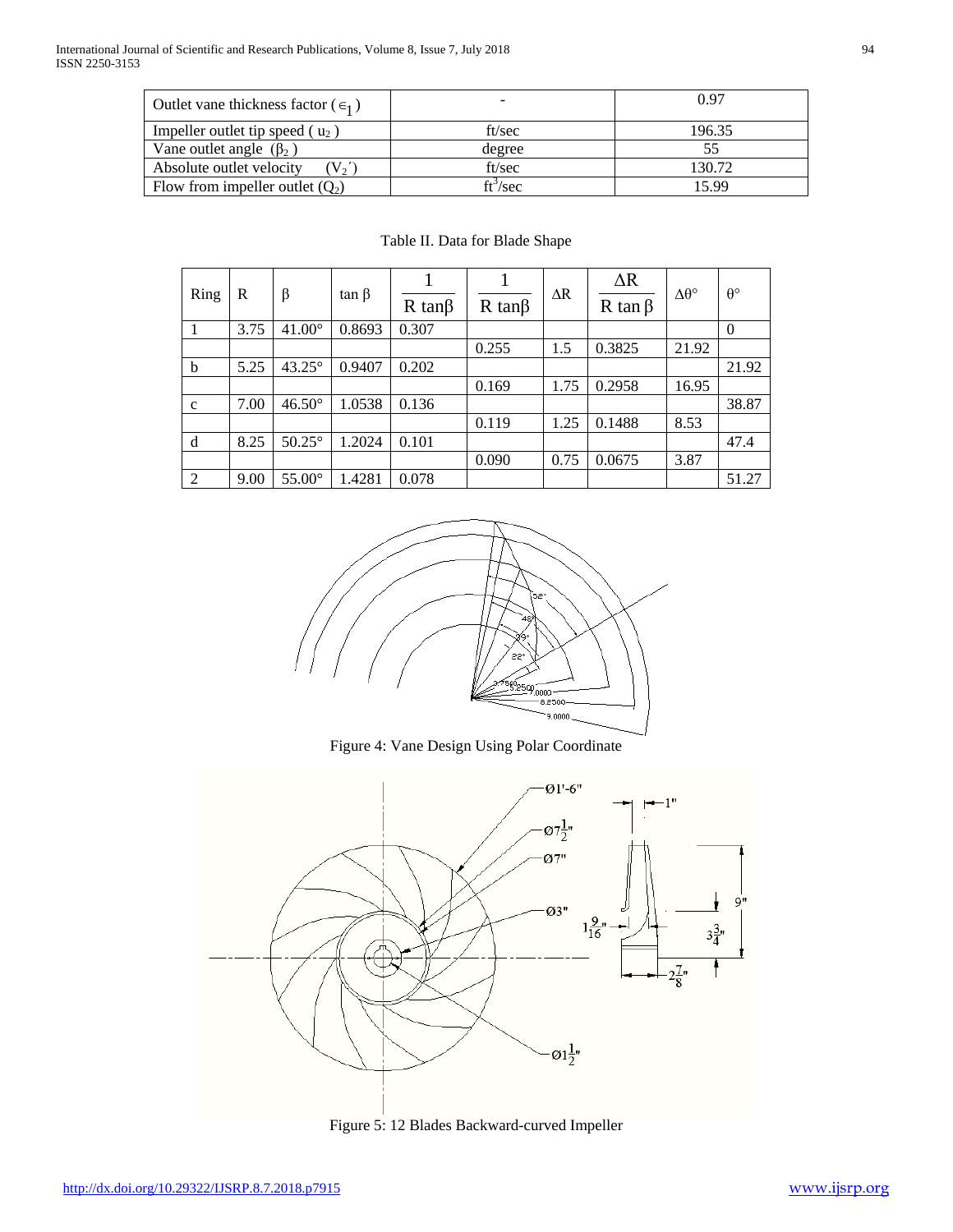| Outlet vane thickness factor ($\in_1$) | - | 0.97 |
|---|---|---|
| Impeller outlet tip speed ( $u_2$ ) | ft/sec | 196.35 |
| Vane outlet angle ($\beta_2$ ) | degree | 55 |
| Absolute outlet velocity ($V_2'$) | ft/sec | 130.72 |
| Flow from impeller outlet ($Q_2$) | $ft^3$/sec | 15.99 |

Table II. Data for Blade Shape

| Ring | R | β | tan β | $\frac{1}{R \tan\beta}$ | $\frac{1}{R \tan\beta}$ | ΔR | $\frac{\Delta R}{R \tan\beta}$ | Δθ° | θ° |
|---|---|---|---|---|---|---|---|---|---|
| 1 | 3.75 | 41.00° | 0.8693 | 0.307 | | | | | 0 |
| | | | | | 0.255 | 1.5 | 0.3825 | 21.92 | |
| b | 5.25 | 43.25° | 0.9407 | 0.202 | | | | | 21.92 |
| | | | | | 0.169 | 1.75 | 0.2958 | 16.95 | |
| c | 7.00 | 46.50° | 1.0538 | 0.136 | | | | | 38.87 |
| | | | | | 0.119 | 1.25 | 0.1488 | 8.53 | |
| d | 8.25 | 50.25° | 1.2024 | 0.101 | | | | | 47.4 |
| | | | | | 0.090 | 0.75 | 0.0675 | 3.87 | |
| 2 | 9.00 | 55.00° | 1.4281 | 0.078 | | | | | 51.27 |

Figure 4: Vane Design Using Polar Coordinate

Figure 5: 12 Blades Backward-curved Impeller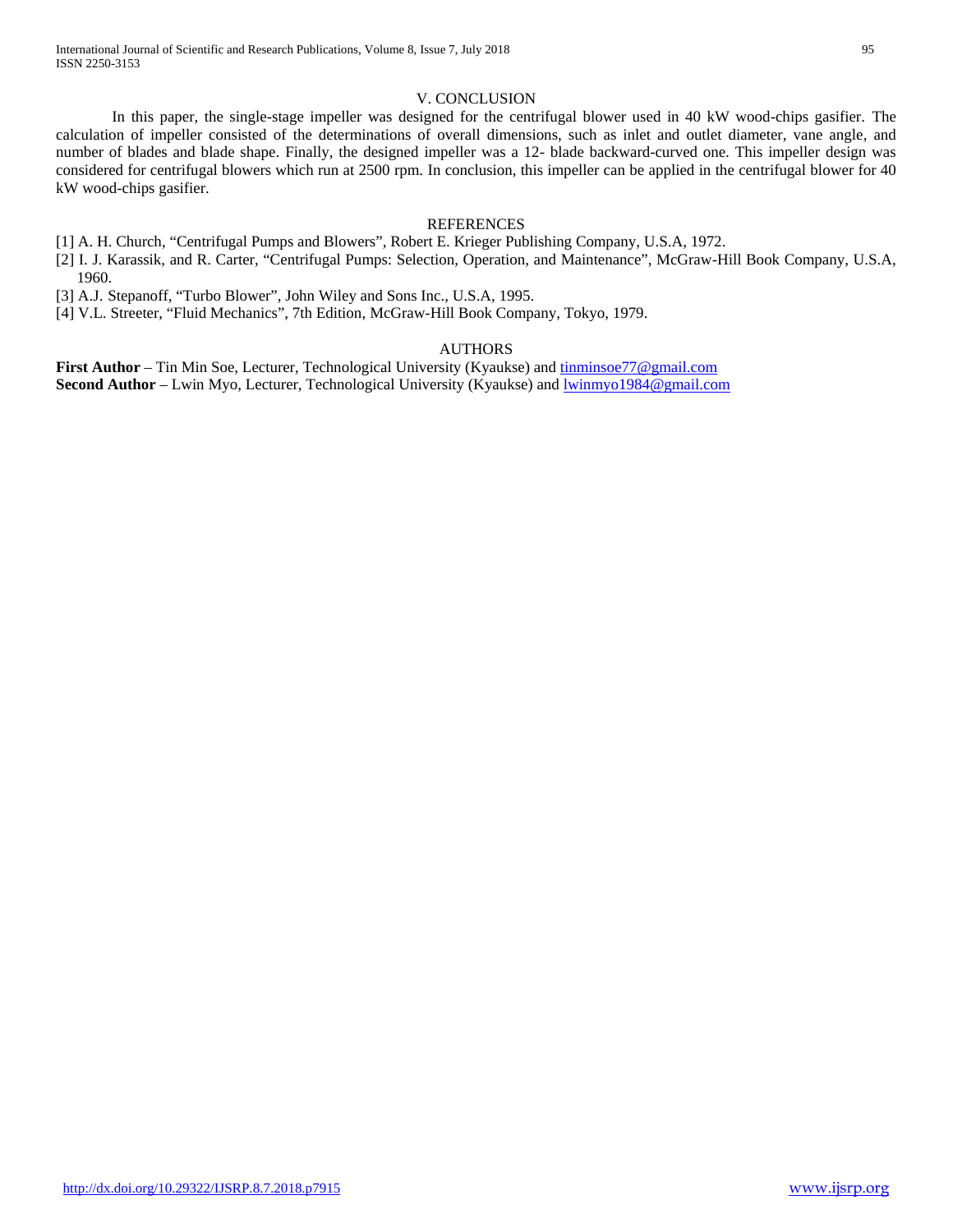## V. CONCLUSION

In this paper, the single-stage impeller was designed for the centrifugal blower used in 40 kW wood-chips gasifier. The calculation of impeller consisted of the determinations of overall dimensions, such as inlet and outlet diameter, vane angle, and number of blades and blade shape. Finally, the designed impeller was a 12- blade backward-curved one. This impeller design was considered for centrifugal blowers which run at 2500 rpm. In conclusion, this impeller can be applied in the centrifugal blower for 40 kW wood-chips gasifier.

## REFERENCES

[1] A. H. Church, "Centrifugal Pumps and Blowers", Robert E. Krieger Publishing Company, U.S.A, 1972.

[2] I. J. Karassik, and R. Carter, "Centrifugal Pumps: Selection, Operation, and Maintenance", McGraw-Hill Book Company, U.S.A, 1960.

[3] A.J. Stepanoff, "Turbo Blower", John Wiley and Sons Inc., U.S.A, 1995.

[4] V.L. Streeter, "Fluid Mechanics", 7th Edition, McGraw-Hill Book Company, Tokyo, 1979.

## AUTHORS

**First Author** – Tin Min Soe, Lecturer, Technological University (Kyaukse) and tinminsoe77@gmail.com

**Second Author** – Lwin Myo, Lecturer, Technological University (Kyaukse) and lwinmyo1984@gmail.com